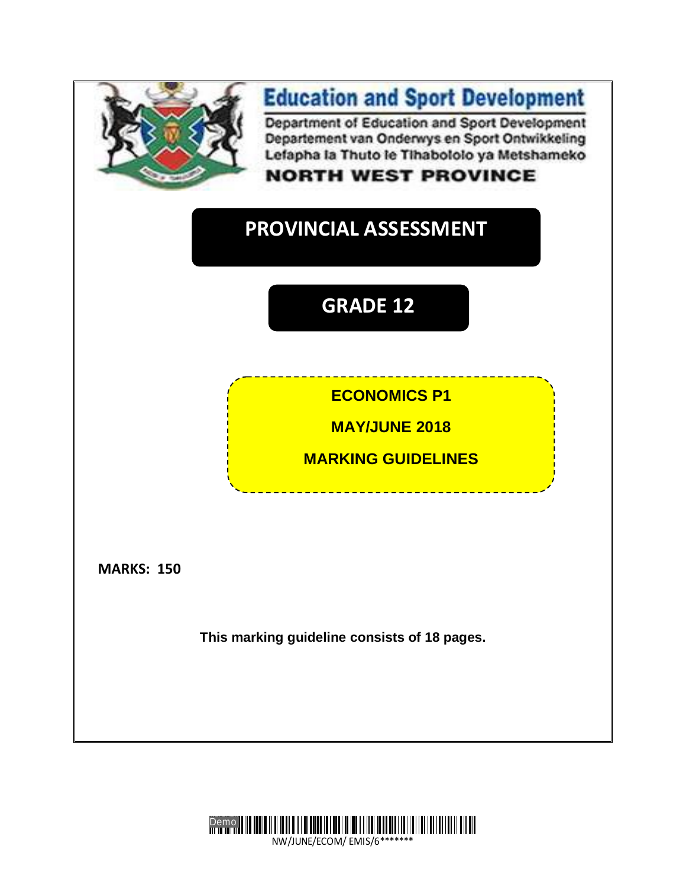# Education and Sport Development

Department of Education and Sport Development
Departement van Onderwys en Sport Ontwikkeling
Lefapha la Thuto le Tlhabololo ya Metshameko

**NORTH WEST PROVINCE**

# PROVINCIAL ASSESSMENT

# GRADE 12

**ECONOMICS P1**

**MAY/JUNE 2018**

**MARKING GUIDELINES**

**MARKS: 150**

**This marking guideline consists of 18 pages.**

NW/JUNE/ECOM/ EMIS/6*******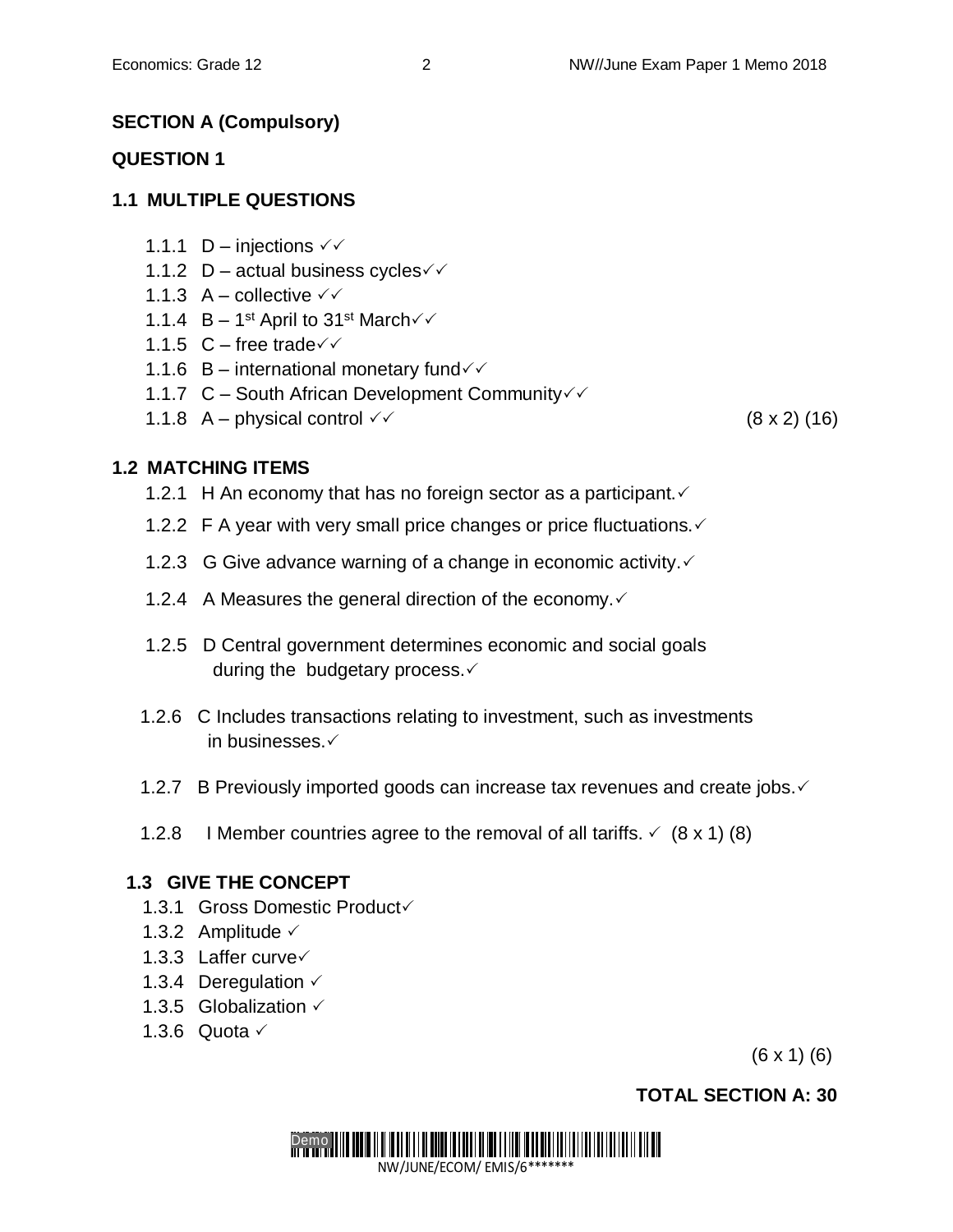**SECTION A (Compulsory)**

**QUESTION 1**

**1.1 MULTIPLE QUESTIONS**

1.1.1 D – injections ✓✓
1.1.2 D – actual business cycles✓✓
1.1.3 A – collective ✓✓
1.1.4 B – 1st April to 31st March✓✓
1.1.5 C – free trade✓✓
1.1.6 B – international monetary fund✓✓
1.1.7 C – South African Development Community✓✓
1.1.8 A – physical control ✓✓ (8 x 2) (16)

**1.2 MATCHING ITEMS**

1.2.1 H An economy that has no foreign sector as a participant.✓

1.2.2 F A year with very small price changes or price fluctuations.✓

1.2.3 G Give advance warning of a change in economic activity.✓

1.2.4 A Measures the general direction of the economy.✓

1.2.5 D Central government determines economic and social goals during the budgetary process.✓

1.2.6 C Includes transactions relating to investment, such as investments in businesses.✓

1.2.7 B Previously imported goods can increase tax revenues and create jobs.✓

1.2.8 I Member countries agree to the removal of all tariffs. ✓ (8 x 1) (8)

**1.3 GIVE THE CONCEPT**

1.3.1 Gross Domestic Product✓
1.3.2 Amplitude ✓
1.3.3 Laffer curve✓
1.3.4 Deregulation ✓
1.3.5 Globalization ✓
1.3.6 Quota ✓

(6 x 1) (6)

**TOTAL SECTION A: 30**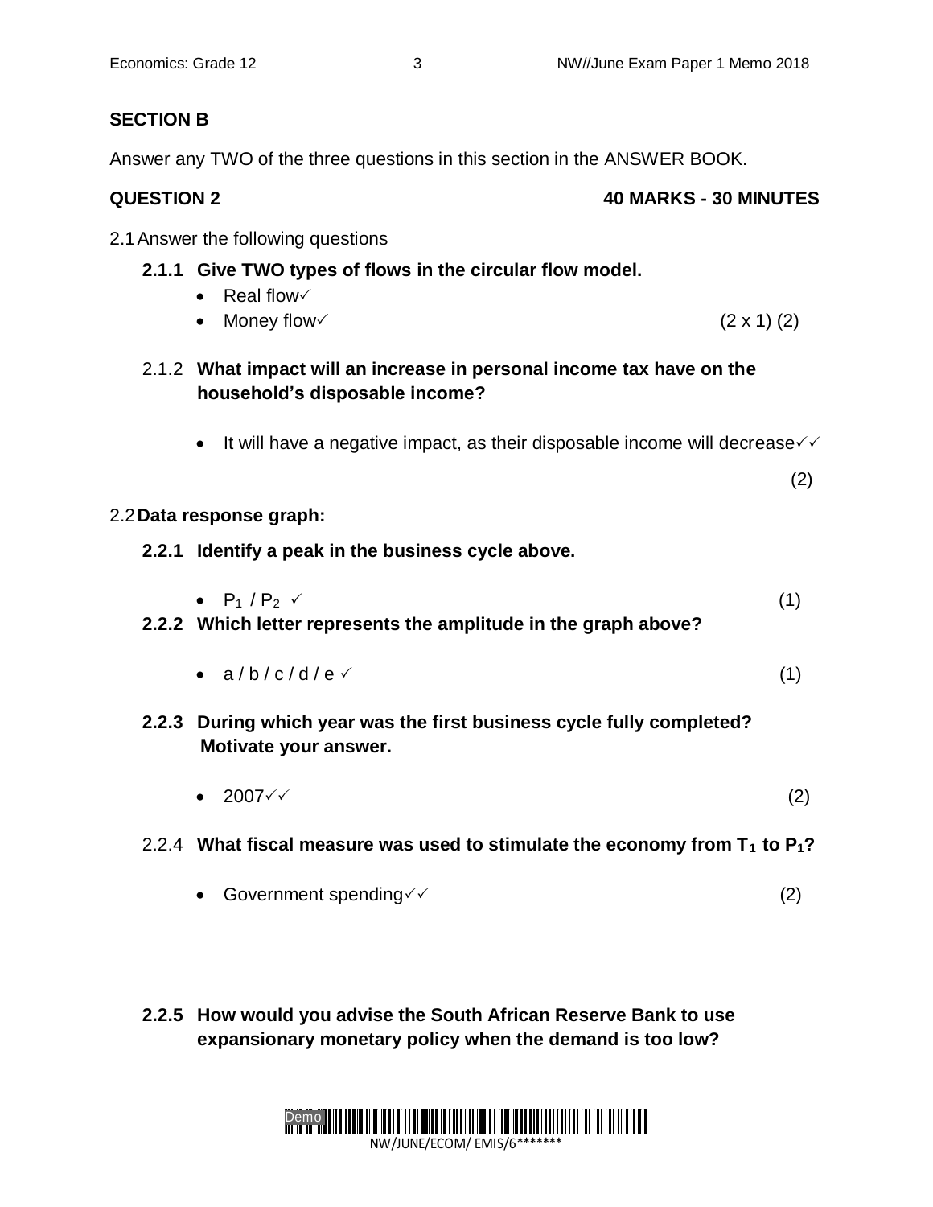## SECTION B

Answer any TWO of the three questions in this section in the ANSWER BOOK.

## QUESTION 2 — 40 MARKS - 30 MINUTES

2.1 Answer the following questions

**2.1.1 Give TWO types of flows in the circular flow model.**

- Real flow✓
- Money flow✓ (2 x 1) (2)

2.1.2 **What impact will an increase in personal income tax have on the household's disposable income?**

- It will have a negative impact, as their disposable income will decrease✓✓

(2)

2.2 **Data response graph:**

**2.2.1 Identify a peak in the business cycle above.**

- $P_1$ / $P_2$ ✓ (1)

**2.2.2 Which letter represents the amplitude in the graph above?**

- a / b / c / d / e ✓ (1)

**2.2.3 During which year was the first business cycle fully completed? Motivate your answer.**

- 2007✓✓ (2)

2.2.4 **What fiscal measure was used to stimulate the economy from $T_1$ to $P_1$?**

- Government spending✓✓ (2)

**2.2.5 How would you advise the South African Reserve Bank to use expansionary monetary policy when the demand is too low?**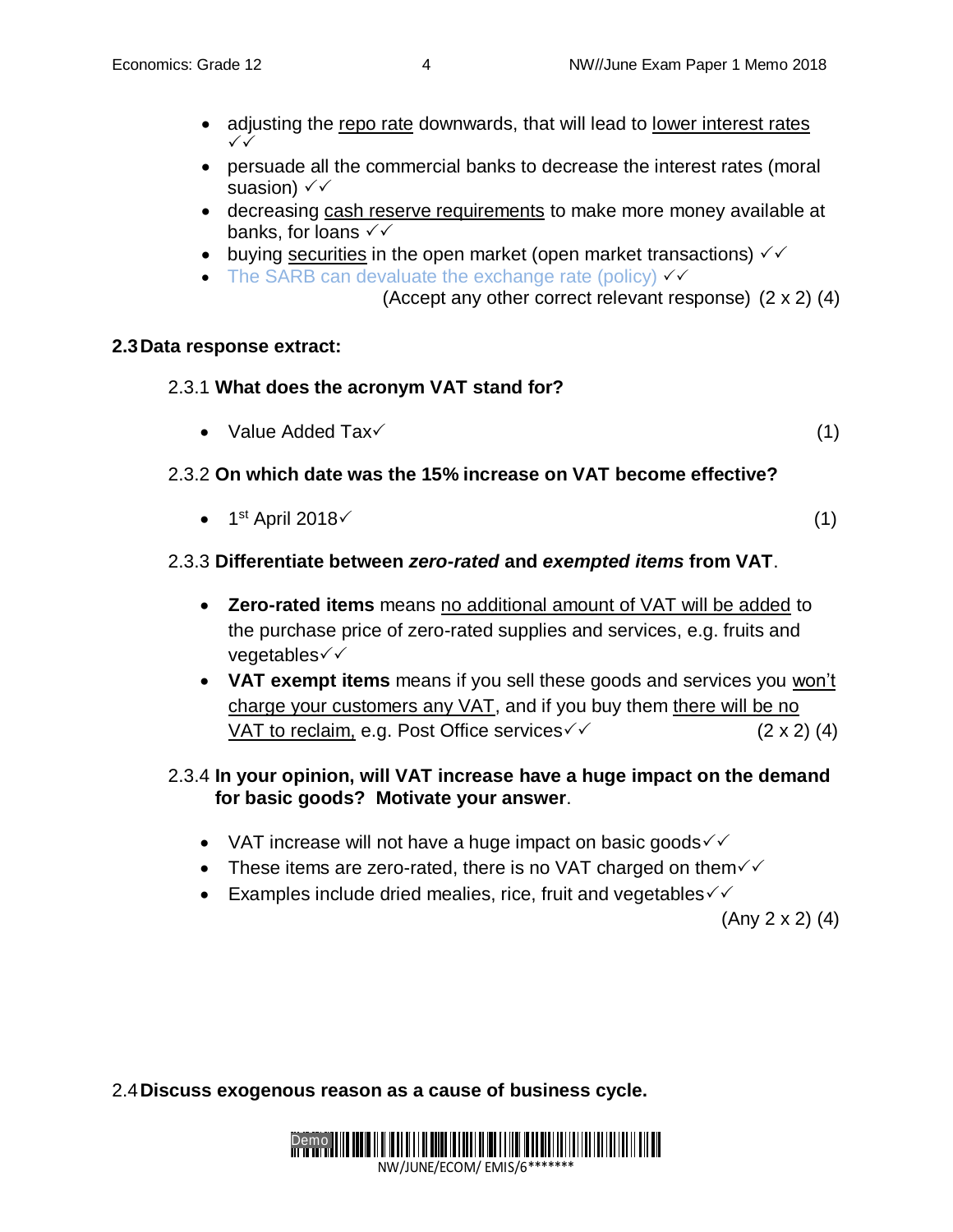- adjusting the <u>repo rate</u> downwards, that will lead to <u>lower interest rates</u> ✓✓
- persuade all the commercial banks to decrease the interest rates (moral suasion) ✓✓
- decreasing <u>cash reserve requirements</u> to make more money available at banks, for loans ✓✓
- buying <u>securities</u> in the open market (open market transactions) ✓✓
- The SARB can devaluate the exchange rate (policy) ✓✓

(Accept any other correct relevant response) (2 x 2) (4)

**2.3 Data response extract:**

2.3.1 **What does the acronym VAT stand for?**

- Value Added Tax✓ (1)

2.3.2 **On which date was the 15% increase on VAT become effective?**

- 1st April 2018✓ (1)

2.3.3 **Differentiate between *zero-rated* and *exempted items* from VAT**.

- **Zero-rated items** means <u>no additional amount of VAT will be added</u> to the purchase price of zero-rated supplies and services, e.g. fruits and vegetables✓✓
- **VAT exempt items** means if you sell these goods and services you <u>won't charge your customers any VAT</u>, and if you buy them <u>there will be no VAT to reclaim,</u> e.g. Post Office services✓✓ (2 x 2) (4)

2.3.4 **In your opinion, will VAT increase have a huge impact on the demand for basic goods? Motivate your answer**.

- VAT increase will not have a huge impact on basic goods✓✓
- These items are zero-rated, there is no VAT charged on them✓✓
- Examples include dried mealies, rice, fruit and vegetables✓✓

(Any 2 x 2) (4)

**2.4 Discuss exogenous reason as a cause of business cycle.**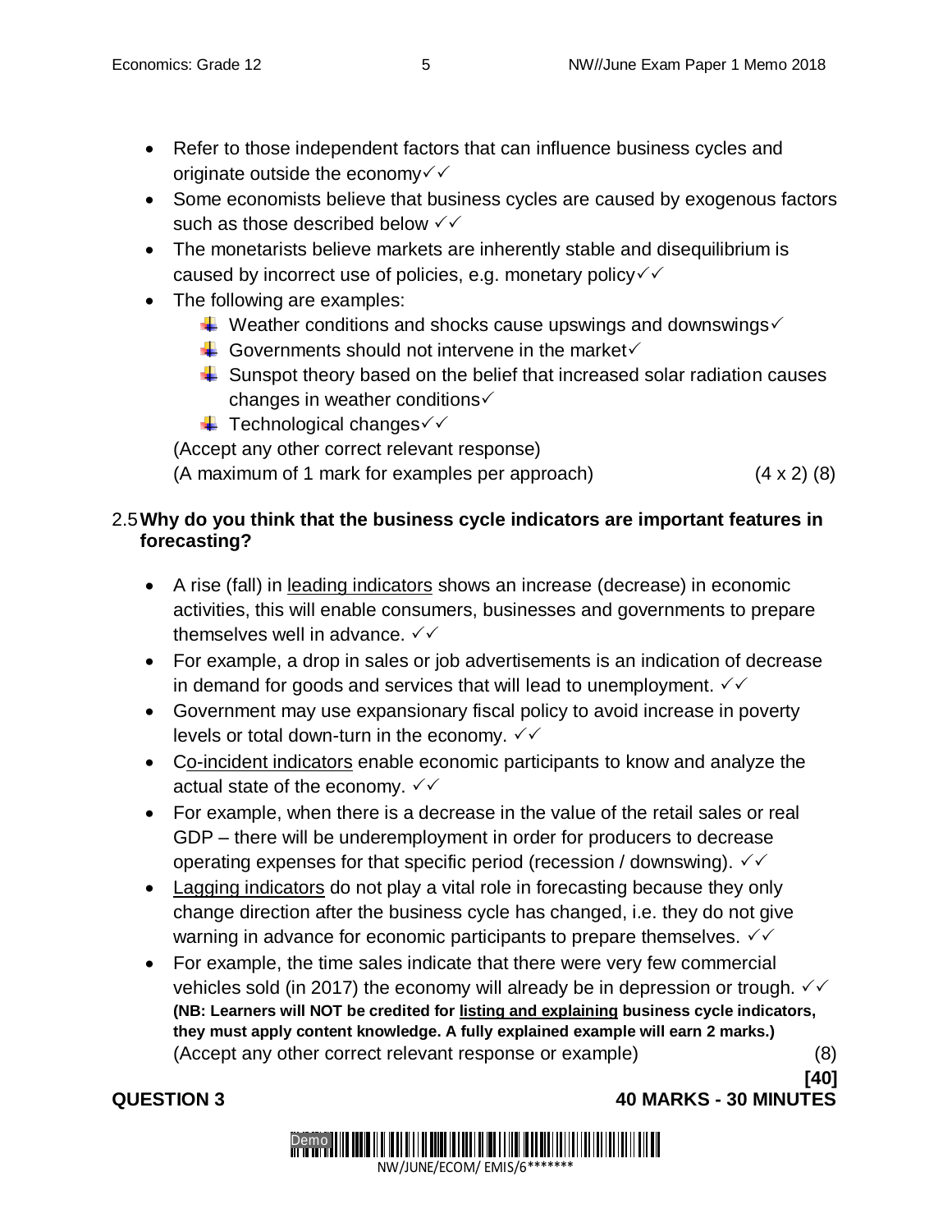- Refer to those independent factors that can influence business cycles and originate outside the economy✓✓
- Some economists believe that business cycles are caused by exogenous factors such as those described below ✓✓
- The monetarists believe markets are inherently stable and disequilibrium is caused by incorrect use of policies, e.g. monetary policy✓✓
- The following are examples:
  - Weather conditions and shocks cause upswings and downswings✓
  - Governments should not intervene in the market✓
  - Sunspot theory based on the belief that increased solar radiation causes changes in weather conditions✓
  - Technological changes✓✓

(Accept any other correct relevant response)
(A maximum of 1 mark for examples per approach) (4 x 2) (8)

2.5 **Why do you think that the business cycle indicators are important features in forecasting?**

- A rise (fall) in <u>leading indicators</u> shows an increase (decrease) in economic activities, this will enable consumers, businesses and governments to prepare themselves well in advance. ✓✓
- For example, a drop in sales or job advertisements is an indication of decrease in demand for goods and services that will lead to unemployment. ✓✓
- Government may use expansionary fiscal policy to avoid increase in poverty levels or total down-turn in the economy. ✓✓
- C<u>o-incident indicators</u> enable economic participants to know and analyze the actual state of the economy. ✓✓
- For example, when there is a decrease in the value of the retail sales or real GDP – there will be underemployment in order for producers to decrease operating expenses for that specific period (recession / downswing). ✓✓
- <u>Lagging indicators</u> do not play a vital role in forecasting because they only change direction after the business cycle has changed, i.e. they do not give warning in advance for economic participants to prepare themselves. ✓✓
- For example, the time sales indicate that there were very few commercial vehicles sold (in 2017) the economy will already be in depression or trough. ✓✓

**(NB: Learners will NOT be credited for <u>listing and explaining</u> business cycle indicators, they must apply content knowledge. A fully explained example will earn 2 marks.)**
(Accept any other correct relevant response or example) (8)

**[40]**

**QUESTION 3** **40 MARKS - 30 MINUTES**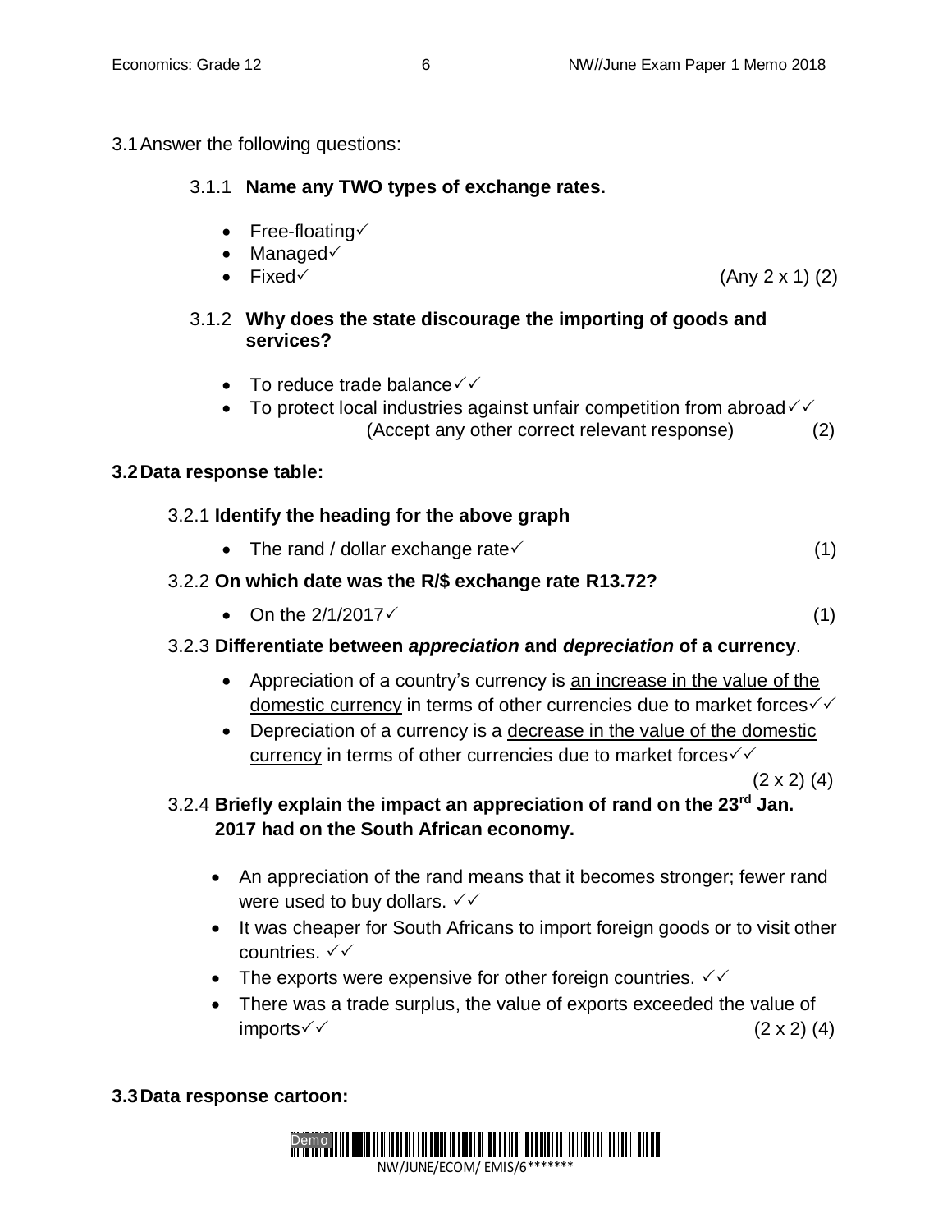3.1 Answer the following questions:

3.1.1 **Name any TWO types of exchange rates.**

- Free-floating✓
- Managed✓
- Fixed✓ (Any 2 x 1) (2)

3.1.2 **Why does the state discourage the importing of goods and services?**

- To reduce trade balance✓✓
- To protect local industries against unfair competition from abroad✓✓

(Accept any other correct relevant response) (2)

**3.2 Data response table:**

3.2.1 **Identify the heading for the above graph**

- The rand / dollar exchange rate✓ (1)

3.2.2 **On which date was the R/$ exchange rate R13.72?**

- On the 2/1/2017✓ (1)

3.2.3 **Differentiate between *appreciation* and *depreciation* of a currency**.

- Appreciation of a country's currency is an increase in the value of the domestic currency in terms of other currencies due to market forces✓✓
- Depreciation of a currency is a decrease in the value of the domestic currency in terms of other currencies due to market forces✓✓

(2 x 2) (4)

3.2.4 **Briefly explain the impact an appreciation of rand on the 23rd Jan. 2017 had on the South African economy.**

- An appreciation of the rand means that it becomes stronger; fewer rand were used to buy dollars. ✓✓
- It was cheaper for South Africans to import foreign goods or to visit other countries. ✓✓
- The exports were expensive for other foreign countries. ✓✓
- There was a trade surplus, the value of exports exceeded the value of imports✓✓ (2 x 2) (4)

**3.3 Data response cartoon:**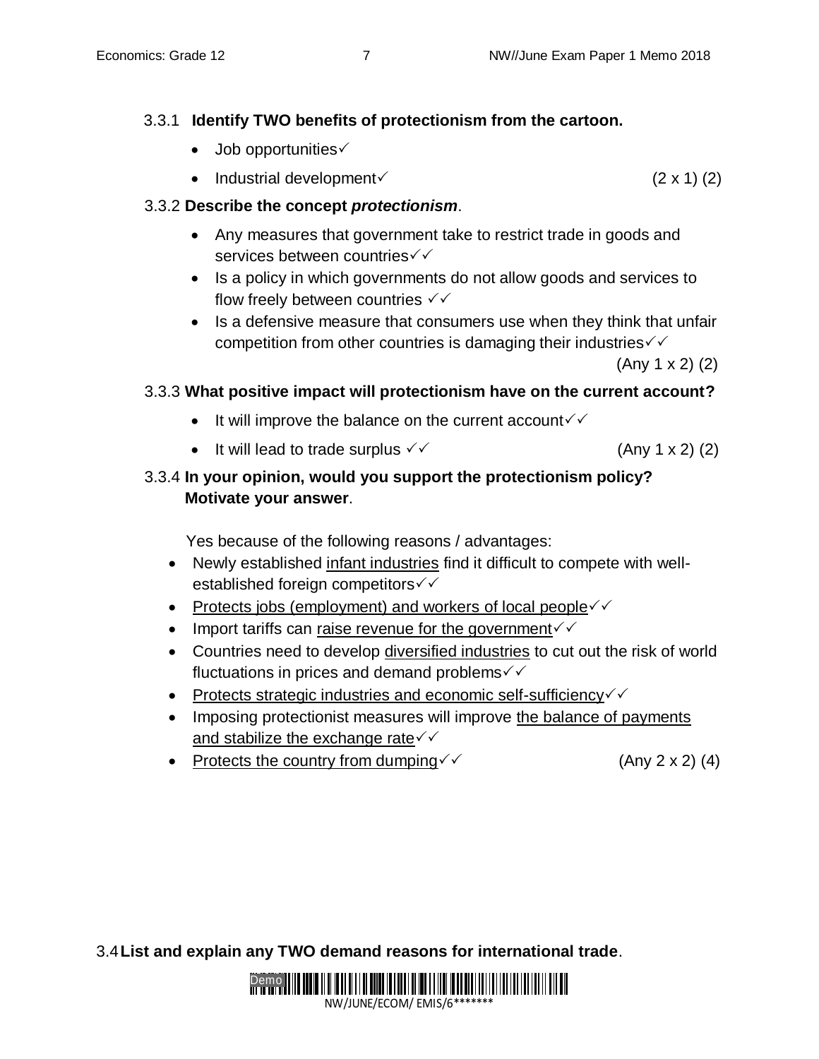3.3.1 **Identify TWO benefits of protectionism from the cartoon.**

- Job opportunities✓
- Industrial development✓ (2 x 1) (2)

3.3.2 **Describe the concept *protectionism*.**

- Any measures that government take to restrict trade in goods and services between countries✓✓
- Is a policy in which governments do not allow goods and services to flow freely between countries ✓✓
- Is a defensive measure that consumers use when they think that unfair competition from other countries is damaging their industries✓✓

(Any 1 x 2) (2)

3.3.3 **What positive impact will protectionism have on the current account?**

- It will improve the balance on the current account✓✓
- It will lead to trade surplus ✓✓ (Any 1 x 2) (2)

3.3.4 **In your opinion, would you support the protectionism policy? Motivate your answer.**

Yes because of the following reasons / advantages:

- Newly established <u>infant industries</u> find it difficult to compete with well-established foreign competitors✓✓
- <u>Protects jobs (employment) and workers of local people</u>✓✓
- Import tariffs can <u>raise revenue for the government</u>✓✓
- Countries need to develop <u>diversified industries</u> to cut out the risk of world fluctuations in prices and demand problems✓✓
- <u>Protects strategic industries and economic self-sufficiency</u>✓✓
- Imposing protectionist measures will improve <u>the balance of payments and stabilize the exchange rate</u>✓✓
- <u>Protects the country from dumping</u>✓✓ (Any 2 x 2) (4)

3.4 **List and explain any TWO demand reasons for international trade.**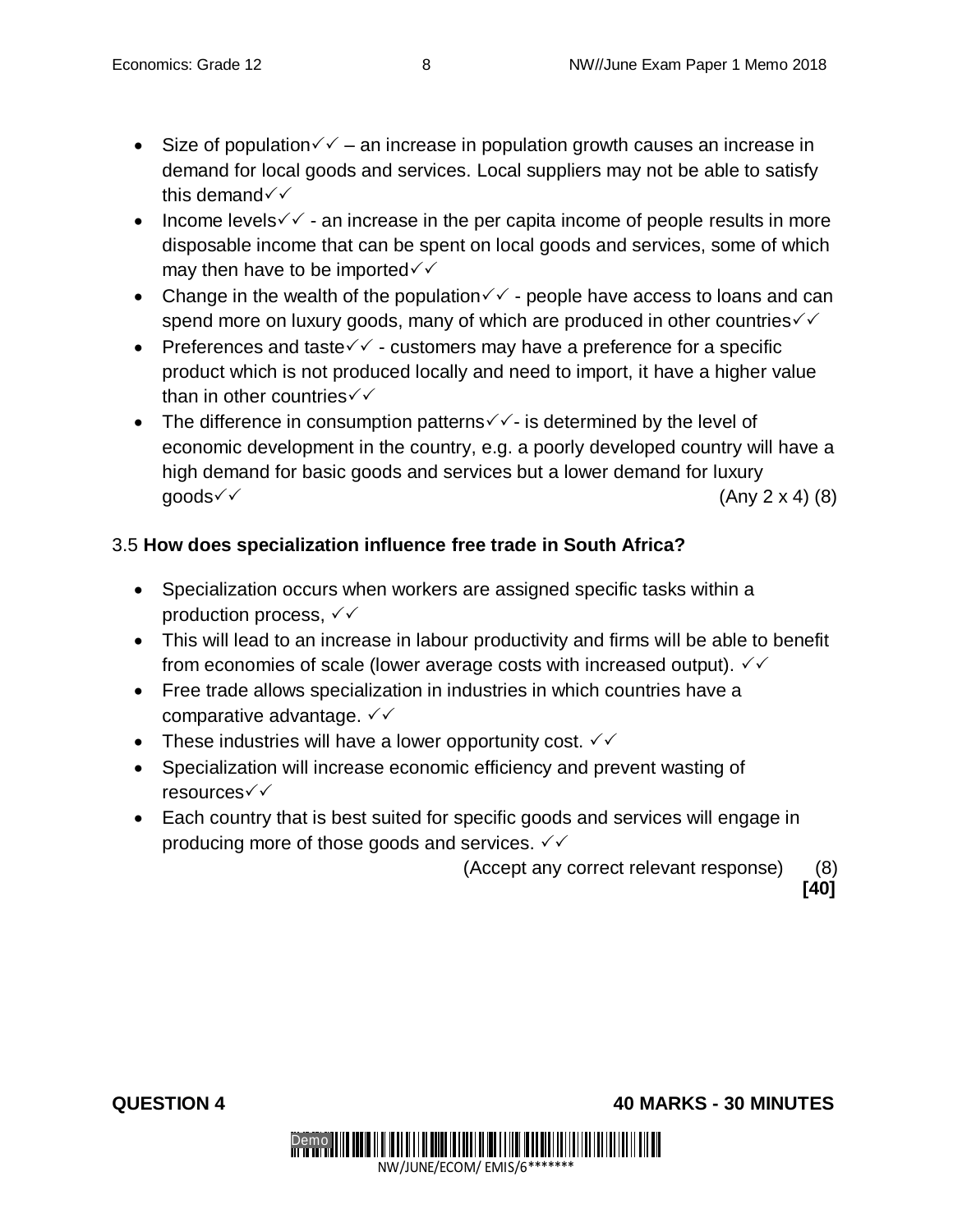- Size of population✓✓ – an increase in population growth causes an increase in demand for local goods and services. Local suppliers may not be able to satisfy this demand✓✓
- Income levels✓✓ - an increase in the per capita income of people results in more disposable income that can be spent on local goods and services, some of which may then have to be imported✓✓
- Change in the wealth of the population✓✓ - people have access to loans and can spend more on luxury goods, many of which are produced in other countries✓✓
- Preferences and taste✓✓ - customers may have a preference for a specific product which is not produced locally and need to import, it have a higher value than in other countries✓✓
- The difference in consumption patterns✓✓- is determined by the level of economic development in the country, e.g. a poorly developed country will have a high demand for basic goods and services but a lower demand for luxury goods✓✓ (Any 2 x 4) (8)

3.5 **How does specialization influence free trade in South Africa?**

- Specialization occurs when workers are assigned specific tasks within a production process, ✓✓
- This will lead to an increase in labour productivity and firms will be able to benefit from economies of scale (lower average costs with increased output). ✓✓
- Free trade allows specialization in industries in which countries have a comparative advantage. ✓✓
- These industries will have a lower opportunity cost. ✓✓
- Specialization will increase economic efficiency and prevent wasting of resources✓✓
- Each country that is best suited for specific goods and services will engage in producing more of those goods and services. ✓✓

(Accept any correct relevant response) (8)

**[40]**

**QUESTION 4** **40 MARKS - 30 MINUTES**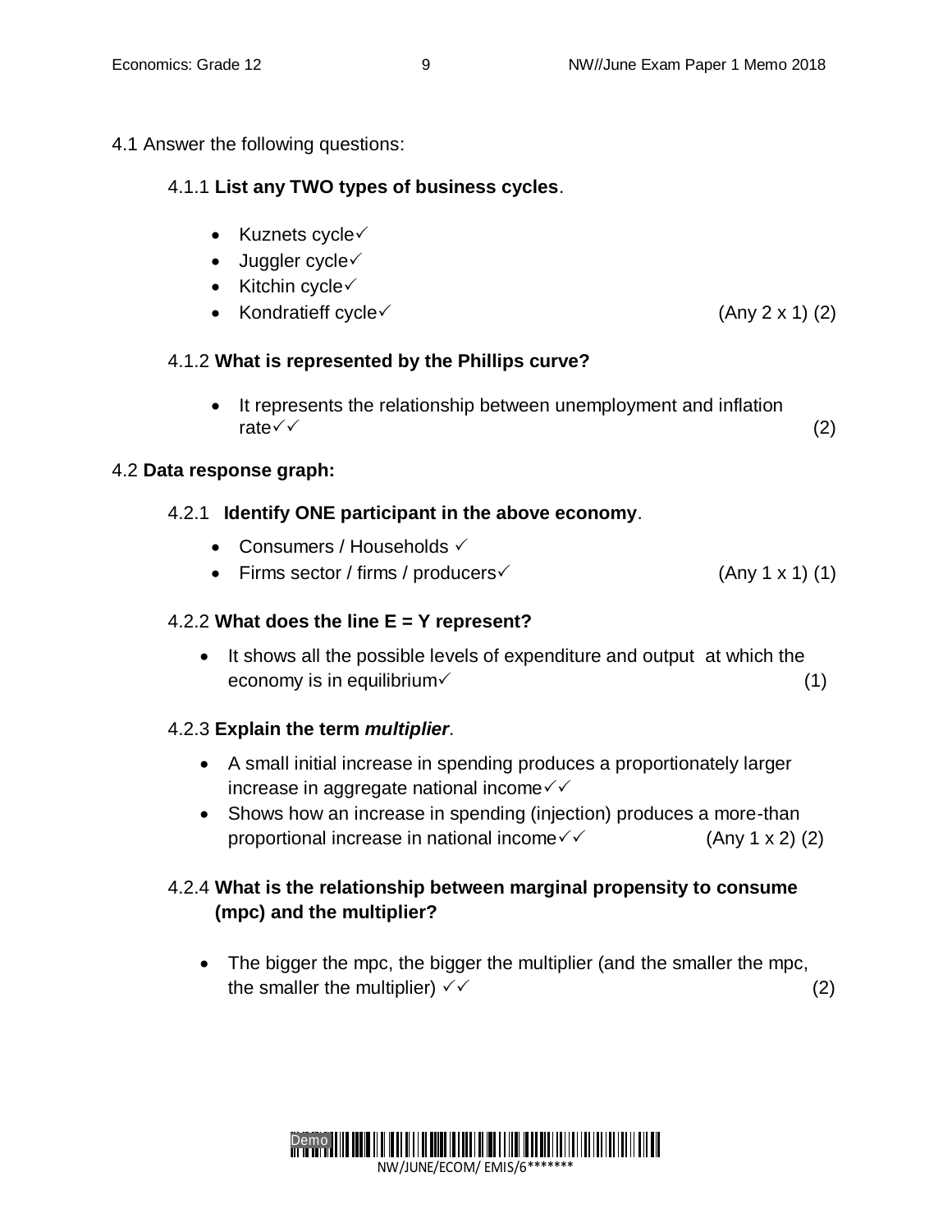4.1 Answer the following questions:

4.1.1 **List any TWO types of business cycles**.

- Kuznets cycle✓
- Juggler cycle✓
- Kitchin cycle✓
- Kondratieff cycle✓ (Any 2 x 1) (2)

4.1.2 **What is represented by the Phillips curve?**

- It represents the relationship between unemployment and inflation rate✓✓ (2)

4.2 **Data response graph:**

4.2.1 **Identify ONE participant in the above economy**.

- Consumers / Households ✓
- Firms sector / firms / producers✓ (Any 1 x 1) (1)

4.2.2 **What does the line E = Y represent?**

- It shows all the possible levels of expenditure and output at which the economy is in equilibrium✓ (1)

4.2.3 **Explain the term *multiplier***.

- A small initial increase in spending produces a proportionately larger increase in aggregate national income✓✓
- Shows how an increase in spending (injection) produces a more-than proportional increase in national income✓✓ (Any 1 x 2) (2)

4.2.4 **What is the relationship between marginal propensity to consume (mpc) and the multiplier?**

- The bigger the mpc, the bigger the multiplier (and the smaller the mpc, the smaller the multiplier) ✓✓ (2)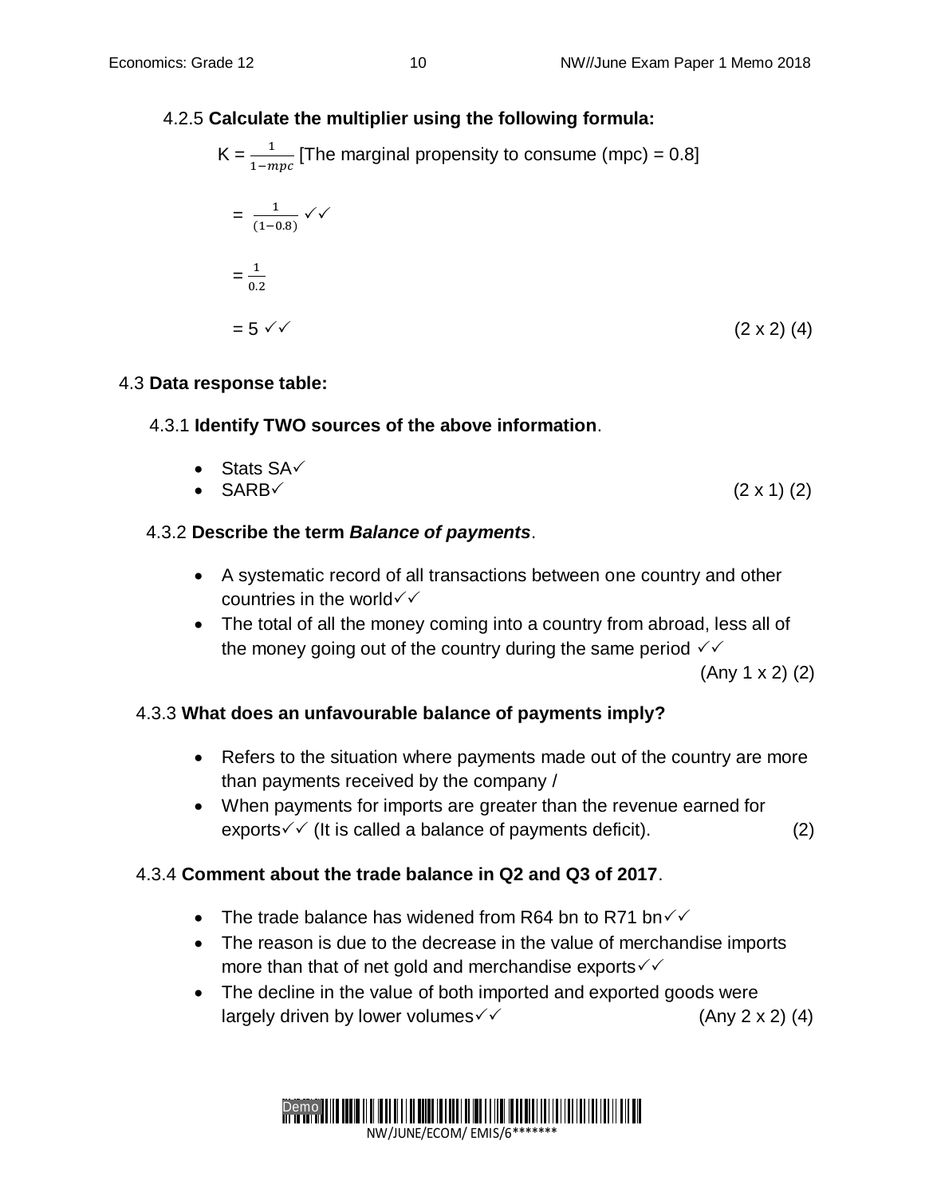4.2.5 **Calculate the multiplier using the following formula:**

$K = \frac{1}{1-mpc}$ [The marginal propensity to consume (mpc) = 0.8]

$= \frac{1}{(1-0.8)}$ ✓✓

$= \frac{1}{0.2}$

$= 5$ ✓✓ (2 x 2) (4)

4.3 **Data response table:**

4.3.1 **Identify TWO sources of the above information**.

- Stats SA✓
- SARB✓ (2 x 1) (2)

4.3.2 **Describe the term *Balance of payments***.

- A systematic record of all transactions between one country and other countries in the world✓✓
- The total of all the money coming into a country from abroad, less all of the money going out of the country during the same period ✓✓

(Any 1 x 2) (2)

4.3.3 **What does an unfavourable balance of payments imply?**

- Refers to the situation where payments made out of the country are more than payments received by the company /
- When payments for imports are greater than the revenue earned for exports✓✓ (It is called a balance of payments deficit). (2)

4.3.4 **Comment about the trade balance in Q2 and Q3 of 2017**.

- The trade balance has widened from R64 bn to R71 bn✓✓
- The reason is due to the decrease in the value of merchandise imports more than that of net gold and merchandise exports✓✓
- The decline in the value of both imported and exported goods were largely driven by lower volumes✓✓ (Any 2 x 2) (4)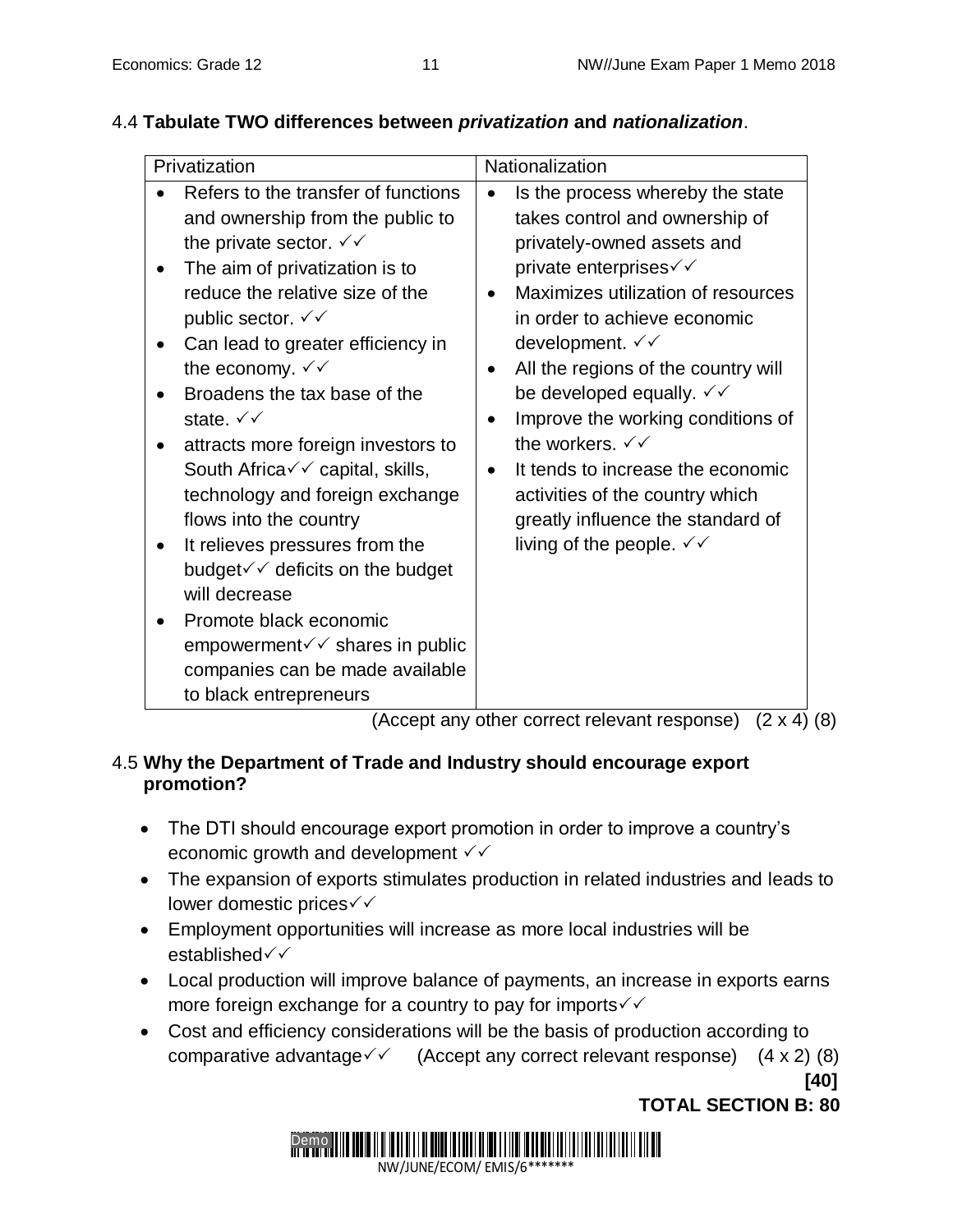4.4 **Tabulate TWO differences between *privatization* and *nationalization*.**

| Privatization | Nationalization |
|---|---|
| • Refers to the transfer of functions and ownership from the public to the private sector. ✓✓<br>• The aim of privatization is to reduce the relative size of the public sector. ✓✓<br>• Can lead to greater efficiency in the economy. ✓✓<br>• Broadens the tax base of the state. ✓✓<br>• attracts more foreign investors to South Africa✓✓ capital, skills, technology and foreign exchange flows into the country<br>• It relieves pressures from the budget✓✓ deficits on the budget will decrease<br>• Promote black economic empowerment✓✓ shares in public companies can be made available to black entrepreneurs | • Is the process whereby the state takes control and ownership of privately-owned assets and private enterprises✓✓<br>• Maximizes utilization of resources in order to achieve economic development. ✓✓<br>• All the regions of the country will be developed equally. ✓✓<br>• Improve the working conditions of the workers. ✓✓<br>• It tends to increase the economic activities of the country which greatly influence the standard of living of the people. ✓✓ |

(Accept any other correct relevant response) (2 x 4) (8)

4.5 **Why the Department of Trade and Industry should encourage export promotion?**

- The DTI should encourage export promotion in order to improve a country's economic growth and development ✓✓
- The expansion of exports stimulates production in related industries and leads to lower domestic prices✓✓
- Employment opportunities will increase as more local industries will be established✓✓
- Local production will improve balance of payments, an increase in exports earns more foreign exchange for a country to pay for imports✓✓
- Cost and efficiency considerations will be the basis of production according to comparative advantage✓✓ (Accept any correct relevant response) (4 x 2) (8)

**[40]**

**TOTAL SECTION B: 80**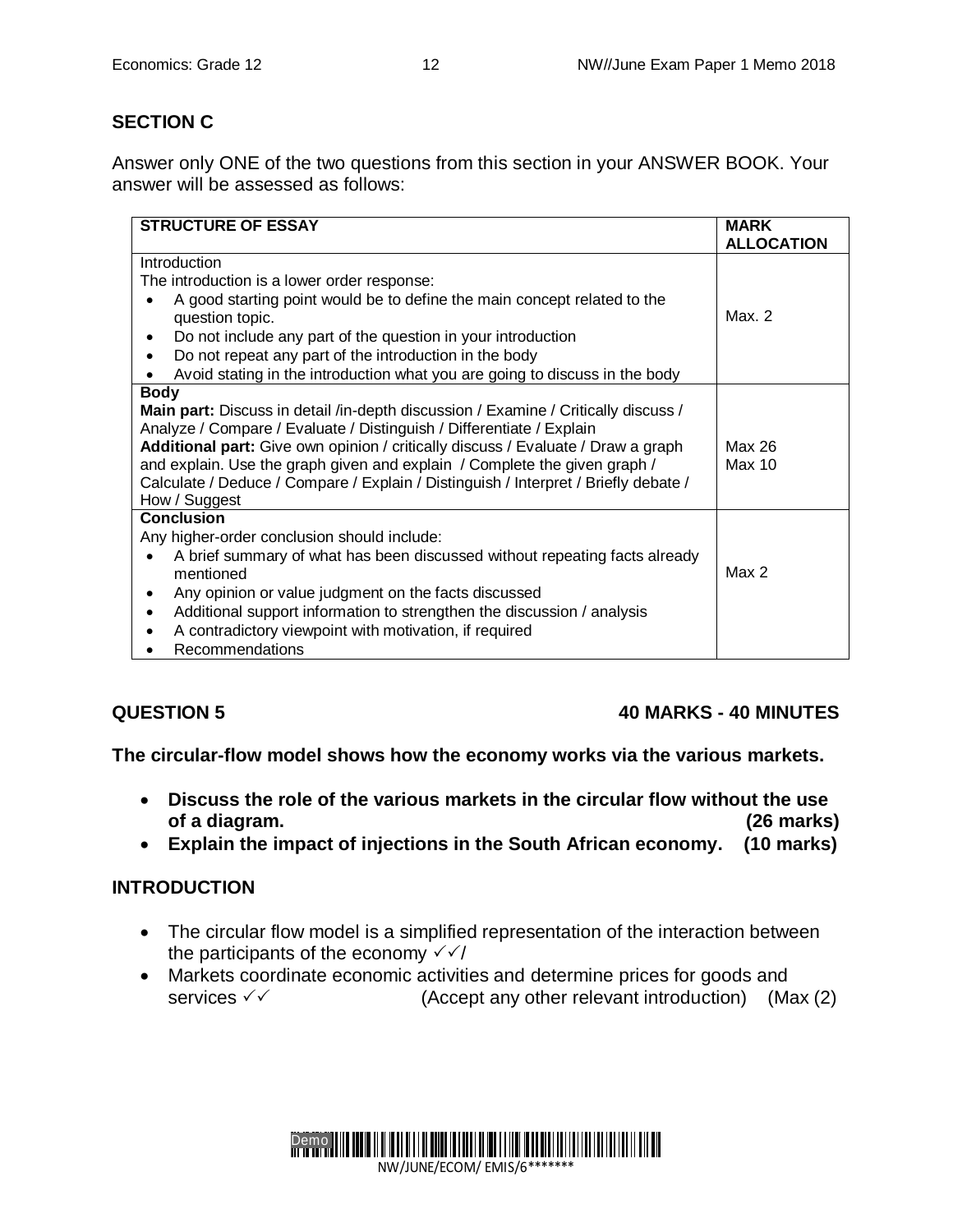## SECTION C

Answer only ONE of the two questions from this section in your ANSWER BOOK. Your answer will be assessed as follows:

| STRUCTURE OF ESSAY | MARK ALLOCATION |
|---|---|
| Introduction<br>The introduction is a lower order response:<br>• A good starting point would be to define the main concept related to the question topic.<br>• Do not include any part of the question in your introduction<br>• Do not repeat any part of the introduction in the body<br>• Avoid stating in the introduction what you are going to discuss in the body | Max. 2 |
| **Body**<br>**Main part:** Discuss in detail /in-depth discussion / Examine / Critically discuss / Analyze / Compare / Evaluate / Distinguish / Differentiate / Explain<br>**Additional part:** Give own opinion / critically discuss / Evaluate / Draw a graph and explain. Use the graph given and explain / Complete the given graph / Calculate / Deduce / Compare / Explain / Distinguish / Interpret / Briefly debate / How / Suggest | Max 26<br>Max 10 |
| **Conclusion**<br>Any higher-order conclusion should include:<br>• A brief summary of what has been discussed without repeating facts already mentioned<br>• Any opinion or value judgment on the facts discussed<br>• Additional support information to strengthen the discussion / analysis<br>• A contradictory viewpoint with motivation, if required<br>• Recommendations | Max 2 |

## QUESTION 5 — 40 MARKS - 40 MINUTES

**The circular-flow model shows how the economy works via the various markets.**

- **Discuss the role of the various markets in the circular flow without the use of a diagram. (26 marks)**
- **Explain the impact of injections in the South African economy. (10 marks)**

### INTRODUCTION

- The circular flow model is a simplified representation of the interaction between the participants of the economy ✓✓/
- Markets coordinate economic activities and determine prices for goods and services ✓✓ (Accept any other relevant introduction) (Max (2)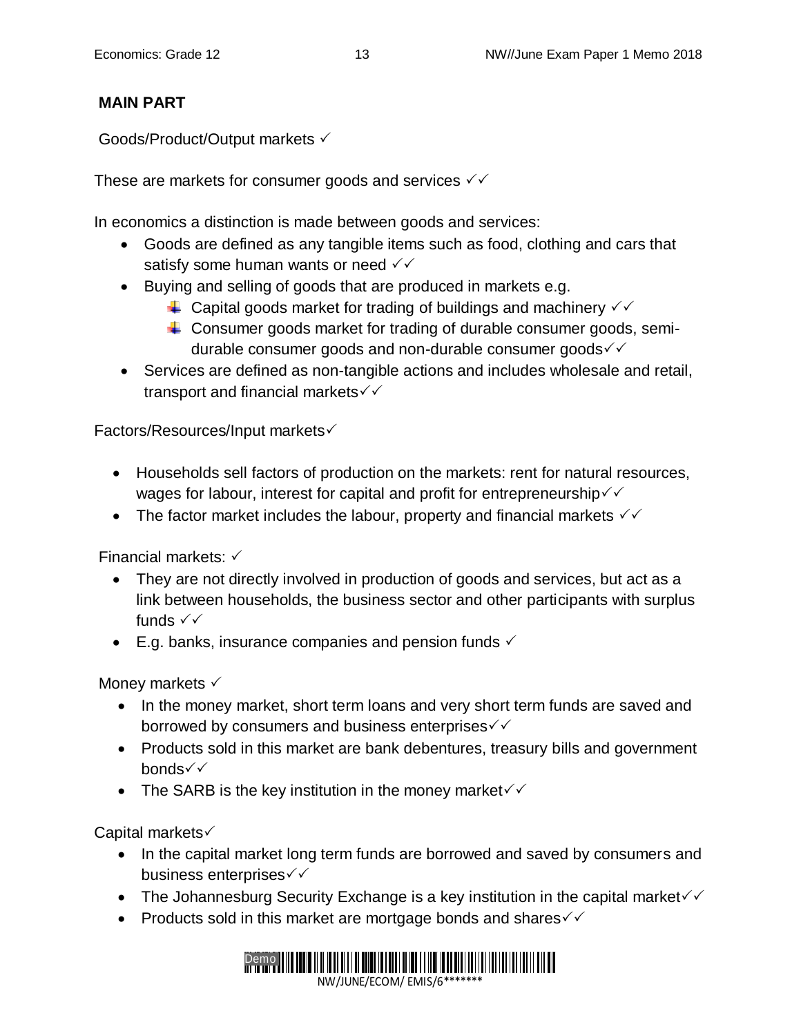**MAIN PART**

Goods/Product/Output markets ✓

These are markets for consumer goods and services ✓✓

In economics a distinction is made between goods and services:

- Goods are defined as any tangible items such as food, clothing and cars that satisfy some human wants or need ✓✓
- Buying and selling of goods that are produced in markets e.g.
  - Capital goods market for trading of buildings and machinery ✓✓
  - Consumer goods market for trading of durable consumer goods, semi-durable consumer goods and non-durable consumer goods✓✓
- Services are defined as non-tangible actions and includes wholesale and retail, transport and financial markets✓✓

Factors/Resources/Input markets✓

- Households sell factors of production on the markets: rent for natural resources, wages for labour, interest for capital and profit for entrepreneurship✓✓
- The factor market includes the labour, property and financial markets ✓✓

Financial markets: ✓

- They are not directly involved in production of goods and services, but act as a link between households, the business sector and other participants with surplus funds ✓✓
- E.g. banks, insurance companies and pension funds ✓

Money markets ✓

- In the money market, short term loans and very short term funds are saved and borrowed by consumers and business enterprises✓✓
- Products sold in this market are bank debentures, treasury bills and government bonds✓✓
- The SARB is the key institution in the money market✓✓

Capital markets✓

- In the capital market long term funds are borrowed and saved by consumers and business enterprises✓✓
- The Johannesburg Security Exchange is a key institution in the capital market✓✓
- Products sold in this market are mortgage bonds and shares✓✓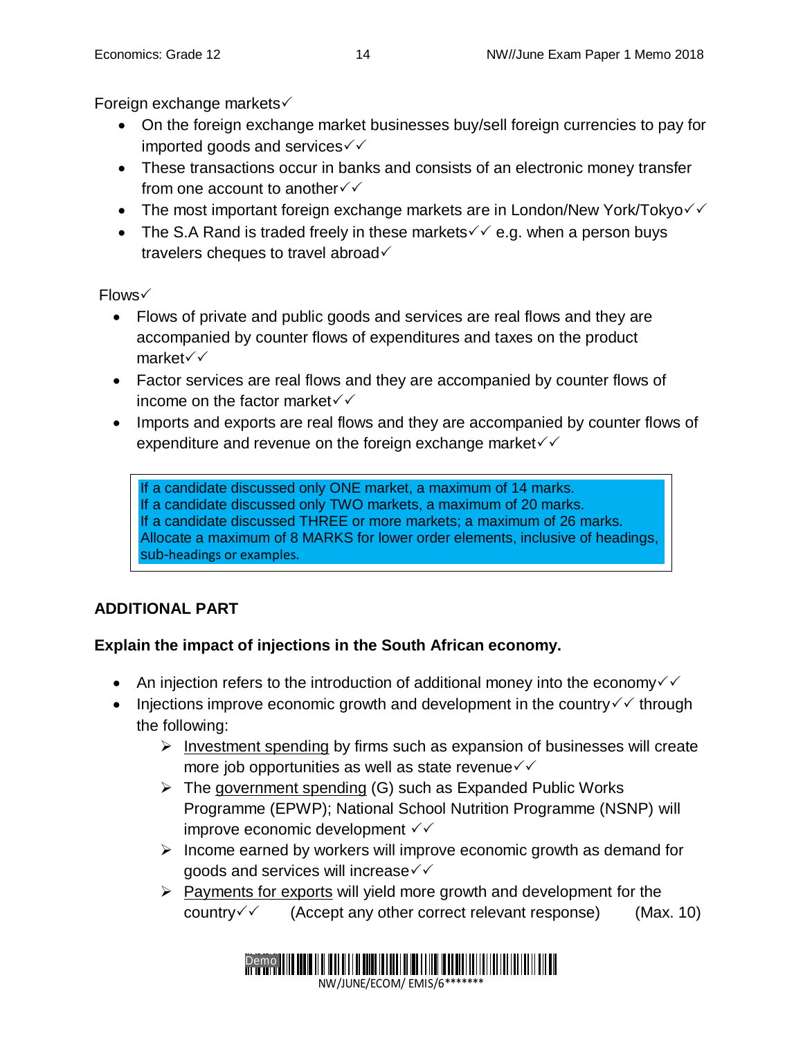Foreign exchange markets✓

- On the foreign exchange market businesses buy/sell foreign currencies to pay for imported goods and services✓✓
- These transactions occur in banks and consists of an electronic money transfer from one account to another✓✓
- The most important foreign exchange markets are in London/New York/Tokyo✓✓
- The S.A Rand is traded freely in these markets✓✓ e.g. when a person buys travelers cheques to travel abroad✓

Flows✓

- Flows of private and public goods and services are real flows and they are accompanied by counter flows of expenditures and taxes on the product market✓✓
- Factor services are real flows and they are accompanied by counter flows of income on the factor market✓✓
- Imports and exports are real flows and they are accompanied by counter flows of expenditure and revenue on the foreign exchange market✓✓

> If a candidate discussed only ONE market, a maximum of 14 marks.
> If a candidate discussed only TWO markets, a maximum of 20 marks.
> If a candidate discussed THREE or more markets; a maximum of 26 marks.
> Allocate a maximum of 8 MARKS for lower order elements, inclusive of headings, sub-headings or examples.

**ADDITIONAL PART**

**Explain the impact of injections in the South African economy.**

- An injection refers to the introduction of additional money into the economy✓✓
- Injections improve economic growth and development in the country✓✓ through the following:
  - Investment spending by firms such as expansion of businesses will create more job opportunities as well as state revenue✓✓
  - The government spending (G) such as Expanded Public Works Programme (EPWP); National School Nutrition Programme (NSNP) will improve economic development ✓✓
  - Income earned by workers will improve economic growth as demand for goods and services will increase✓✓
  - Payments for exports will yield more growth and development for the country✓✓ (Accept any other correct relevant response) (Max. 10)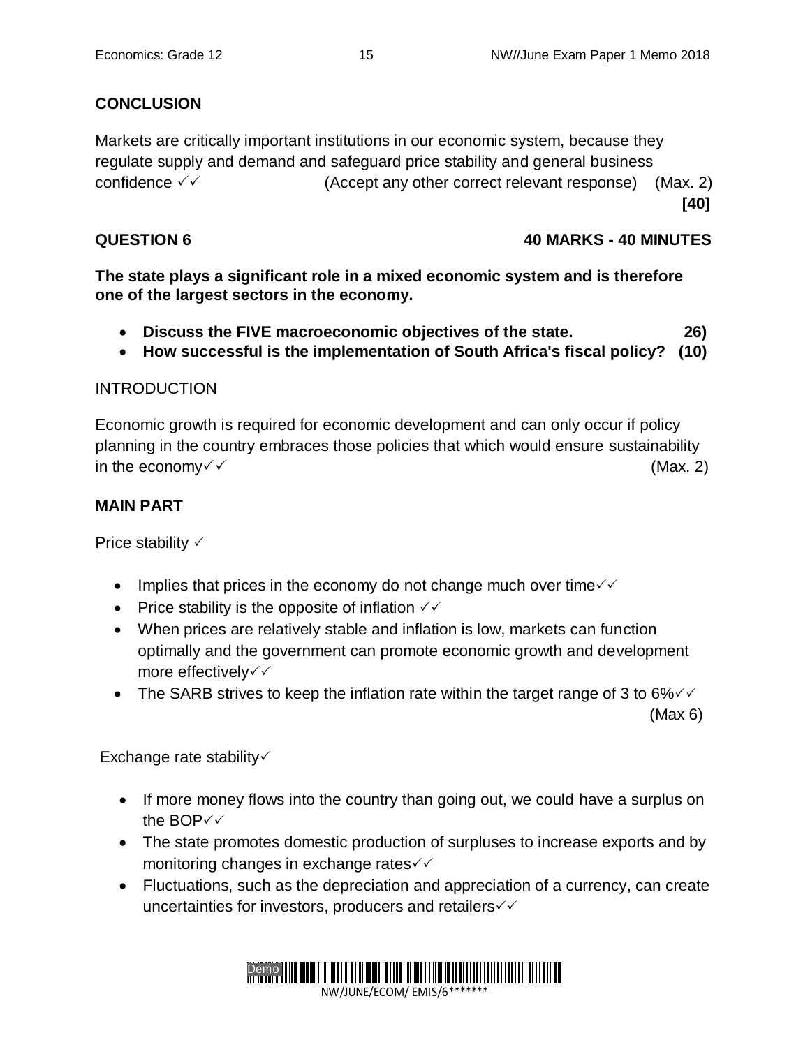**CONCLUSION**

Markets are critically important institutions in our economic system, because they regulate supply and demand and safeguard price stability and general business confidence ✓✓ (Accept any other correct relevant response) (Max. 2)

**[40]**

**QUESTION 6** **40 MARKS - 40 MINUTES**

**The state plays a significant role in a mixed economic system and is therefore one of the largest sectors in the economy.**

- **Discuss the FIVE macroeconomic objectives of the state. 26)**
- **How successful is the implementation of South Africa's fiscal policy? (10)**

INTRODUCTION

Economic growth is required for economic development and can only occur if policy planning in the country embraces those policies that which would ensure sustainability in the economy✓✓ (Max. 2)

**MAIN PART**

Price stability ✓

- Implies that prices in the economy do not change much over time✓✓
- Price stability is the opposite of inflation ✓✓
- When prices are relatively stable and inflation is low, markets can function optimally and the government can promote economic growth and development more effectively✓✓
- The SARB strives to keep the inflation rate within the target range of 3 to 6%✓✓

(Max 6)

Exchange rate stability✓

- If more money flows into the country than going out, we could have a surplus on the BOP✓✓
- The state promotes domestic production of surpluses to increase exports and by monitoring changes in exchange rates✓✓
- Fluctuations, such as the depreciation and appreciation of a currency, can create uncertainties for investors, producers and retailers✓✓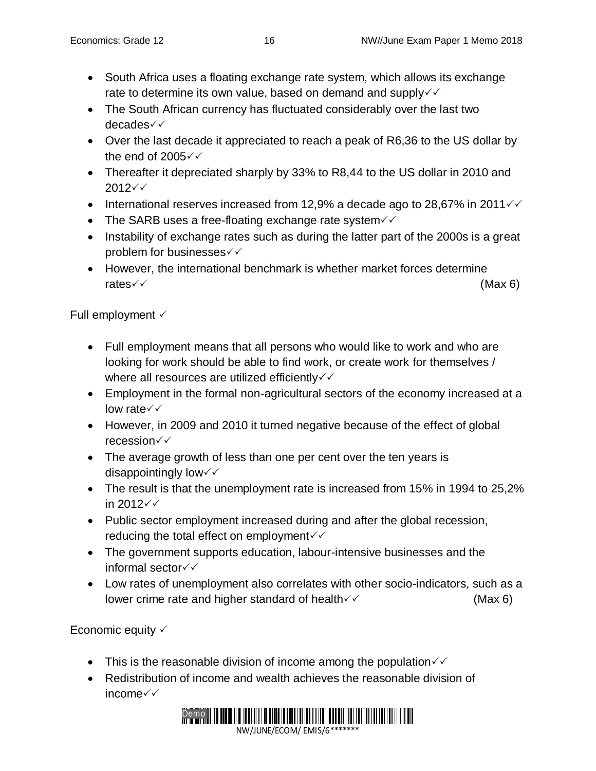- South Africa uses a floating exchange rate system, which allows its exchange rate to determine its own value, based on demand and supply✓✓
- The South African currency has fluctuated considerably over the last two decades✓✓
- Over the last decade it appreciated to reach a peak of R6,36 to the US dollar by the end of 2005✓✓
- Thereafter it depreciated sharply by 33% to R8,44 to the US dollar in 2010 and 2012✓✓
- International reserves increased from 12,9% a decade ago to 28,67% in 2011✓✓
- The SARB uses a free-floating exchange rate system✓✓
- Instability of exchange rates such as during the latter part of the 2000s is a great problem for businesses✓✓
- However, the international benchmark is whether market forces determine rates✓✓ (Max 6)

Full employment ✓

- Full employment means that all persons who would like to work and who are looking for work should be able to find work, or create work for themselves / where all resources are utilized efficiently✓✓
- Employment in the formal non-agricultural sectors of the economy increased at a low rate✓✓
- However, in 2009 and 2010 it turned negative because of the effect of global recession✓✓
- The average growth of less than one per cent over the ten years is disappointingly low✓✓
- The result is that the unemployment rate is increased from 15% in 1994 to 25,2% in 2012✓✓
- Public sector employment increased during and after the global recession, reducing the total effect on employment✓✓
- The government supports education, labour-intensive businesses and the informal sector✓✓
- Low rates of unemployment also correlates with other socio-indicators, such as a lower crime rate and higher standard of health✓✓ (Max 6)

Economic equity ✓

- This is the reasonable division of income among the population✓✓
- Redistribution of income and wealth achieves the reasonable division of income✓✓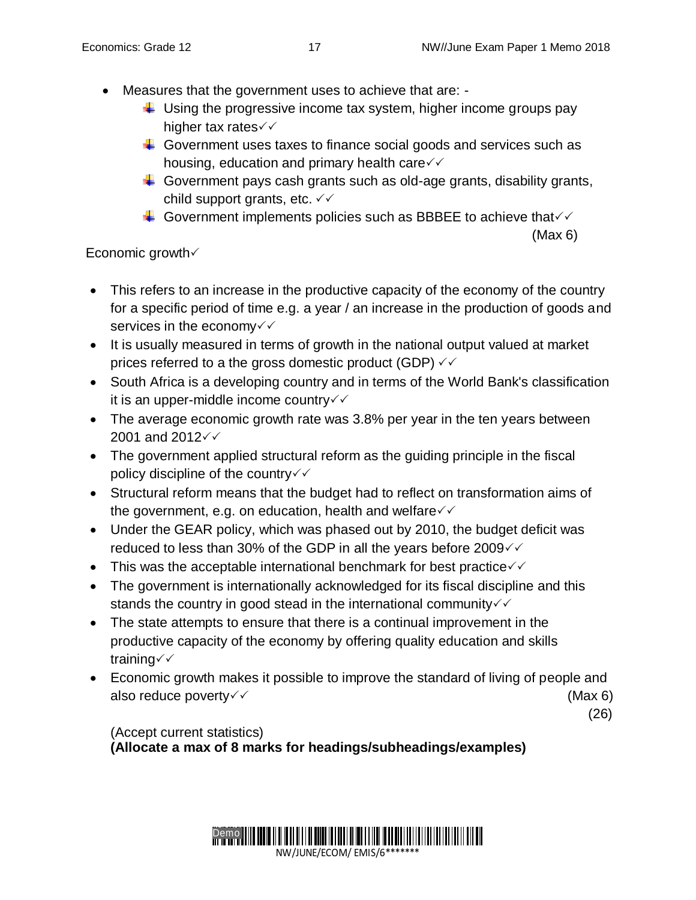- Measures that the government uses to achieve that are: -
  - Using the progressive income tax system, higher income groups pay higher tax rates✓✓
  - Government uses taxes to finance social goods and services such as housing, education and primary health care✓✓
  - Government pays cash grants such as old-age grants, disability grants, child support grants, etc. ✓✓
  - Government implements policies such as BBBEE to achieve that✓✓

(Max 6)

Economic growth✓

- This refers to an increase in the productive capacity of the economy of the country for a specific period of time e.g. a year / an increase in the production of goods and services in the economy✓✓
- It is usually measured in terms of growth in the national output valued at market prices referred to a the gross domestic product (GDP) ✓✓
- South Africa is a developing country and in terms of the World Bank's classification it is an upper-middle income country✓✓
- The average economic growth rate was 3.8% per year in the ten years between 2001 and 2012✓✓
- The government applied structural reform as the guiding principle in the fiscal policy discipline of the country✓✓
- Structural reform means that the budget had to reflect on transformation aims of the government, e.g. on education, health and welfare✓✓
- Under the GEAR policy, which was phased out by 2010, the budget deficit was reduced to less than 30% of the GDP in all the years before 2009✓✓
- This was the acceptable international benchmark for best practice✓✓
- The government is internationally acknowledged for its fiscal discipline and this stands the country in good stead in the international community✓✓
- The state attempts to ensure that there is a continual improvement in the productive capacity of the economy by offering quality education and skills training✓✓
- Economic growth makes it possible to improve the standard of living of people and also reduce poverty✓✓ (Max 6)

(26)

(Accept current statistics)
**(Allocate a max of 8 marks for headings/subheadings/examples)**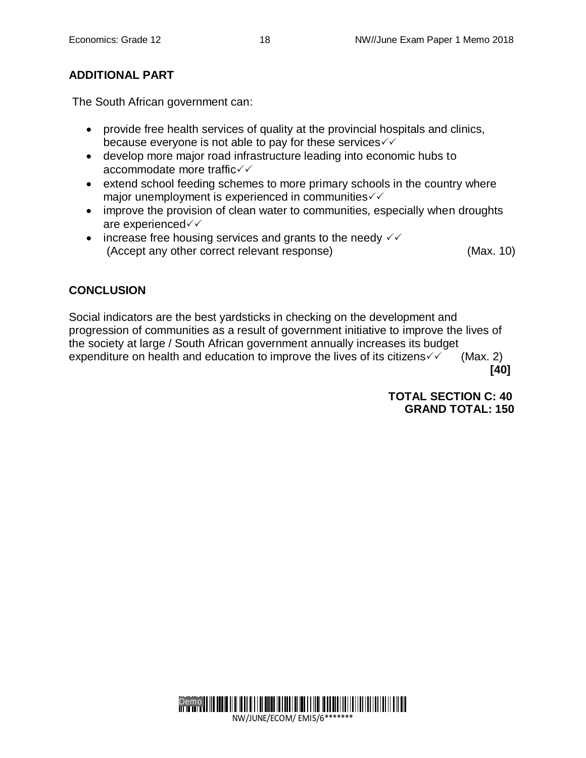**ADDITIONAL PART**

The South African government can:

- provide free health services of quality at the provincial hospitals and clinics, because everyone is not able to pay for these services✓✓
- develop more major road infrastructure leading into economic hubs to accommodate more traffic✓✓
- extend school feeding schemes to more primary schools in the country where major unemployment is experienced in communities✓✓
- improve the provision of clean water to communities, especially when droughts are experienced✓✓
- increase free housing services and grants to the needy ✓✓
  (Accept any other correct relevant response) (Max. 10)

**CONCLUSION**

Social indicators are the best yardsticks in checking on the development and progression of communities as a result of government initiative to improve the lives of the society at large / South African government annually increases its budget expenditure on health and education to improve the lives of its citizens✓✓ (Max. 2)

**[40]**

**TOTAL SECTION C: 40**
**GRAND TOTAL: 150**